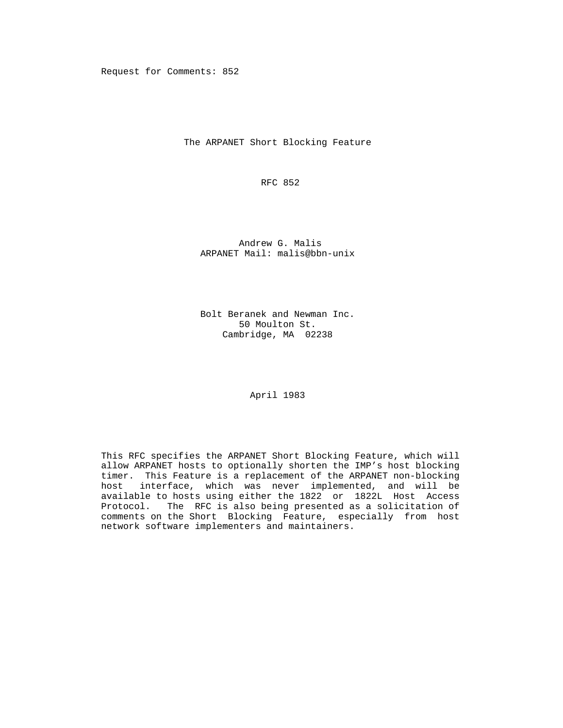Request for Comments: 852

# The ARPANET Short Blocking Feature

RFC 852

Andrew G. Malis
ARPANET Mail: malis@bbn-unix

Bolt Beranek and Newman Inc.
50 Moulton St.
Cambridge, MA 02238

April 1983

This RFC specifies the ARPANET Short Blocking Feature, which will allow ARPANET hosts to optionally shorten the IMP's host blocking timer. This Feature is a replacement of the ARPANET non-blocking host interface, which was never implemented, and will be available to hosts using either the 1822 or 1822L Host Access Protocol. The RFC is also being presented as a solicitation of comments on the Short Blocking Feature, especially from host network software implementers and maintainers.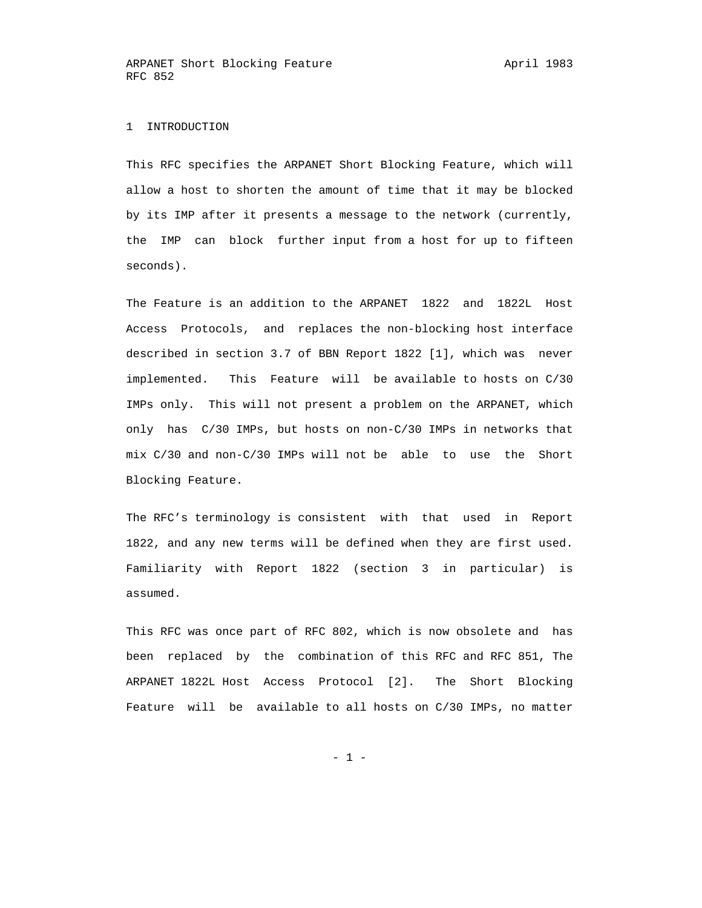## 1 INTRODUCTION

This RFC specifies the ARPANET Short Blocking Feature, which will allow a host to shorten the amount of time that it may be blocked by its IMP after it presents a message to the network (currently, the IMP can block further input from a host for up to fifteen seconds).

The Feature is an addition to the ARPANET 1822 and 1822L Host Access Protocols, and replaces the non-blocking host interface described in section 3.7 of BBN Report 1822 [1], which was never implemented. This Feature will be available to hosts on C/30 IMPs only. This will not present a problem on the ARPANET, which only has C/30 IMPs, but hosts on non-C/30 IMPs in networks that mix C/30 and non-C/30 IMPs will not be able to use the Short Blocking Feature.

The RFC's terminology is consistent with that used in Report 1822, and any new terms will be defined when they are first used. Familiarity with Report 1822 (section 3 in particular) is assumed.

This RFC was once part of RFC 802, which is now obsolete and has been replaced by the combination of this RFC and RFC 851, The ARPANET 1822L Host Access Protocol [2]. The Short Blocking Feature will be available to all hosts on C/30 IMPs, no matter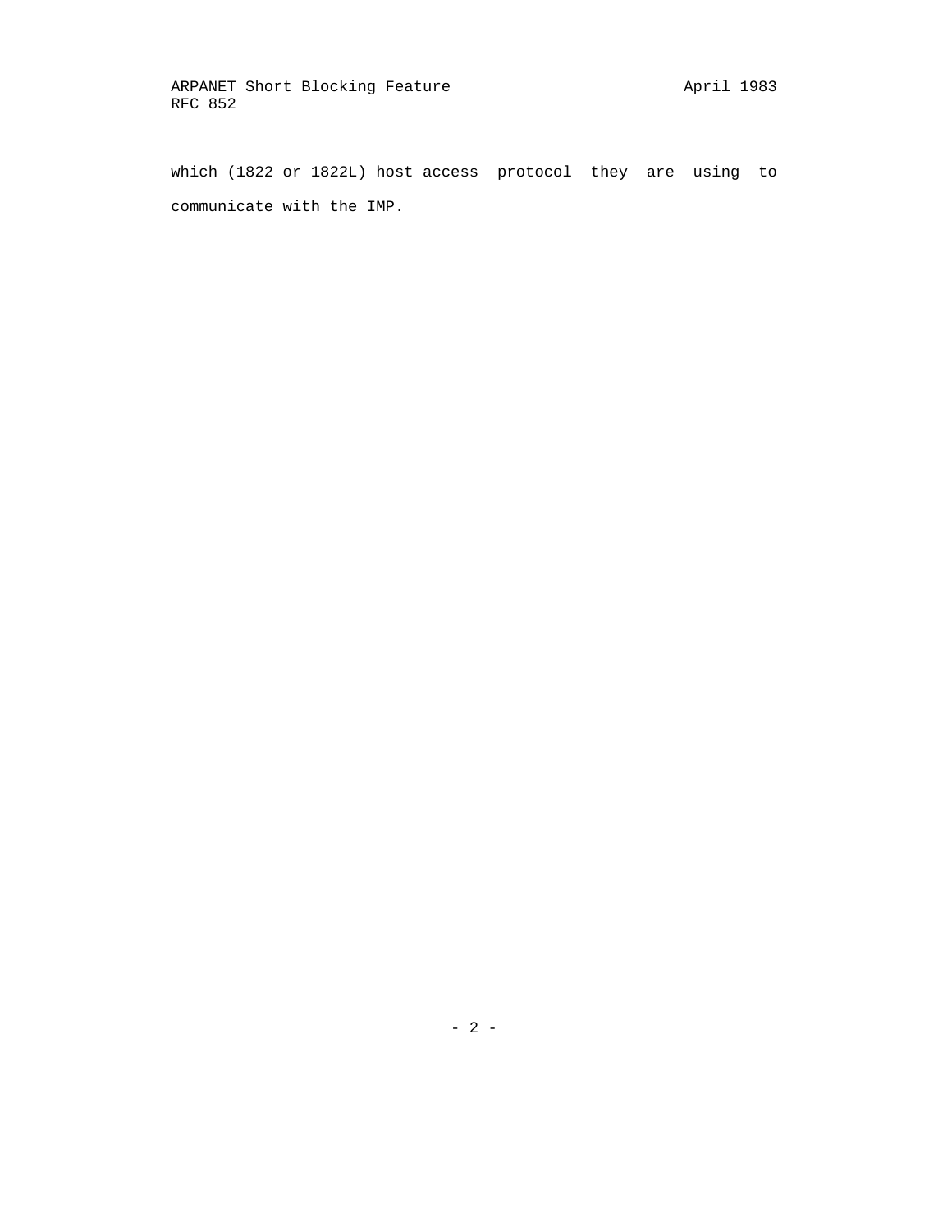which (1822 or 1822L) host access protocol they are using to communicate with the IMP.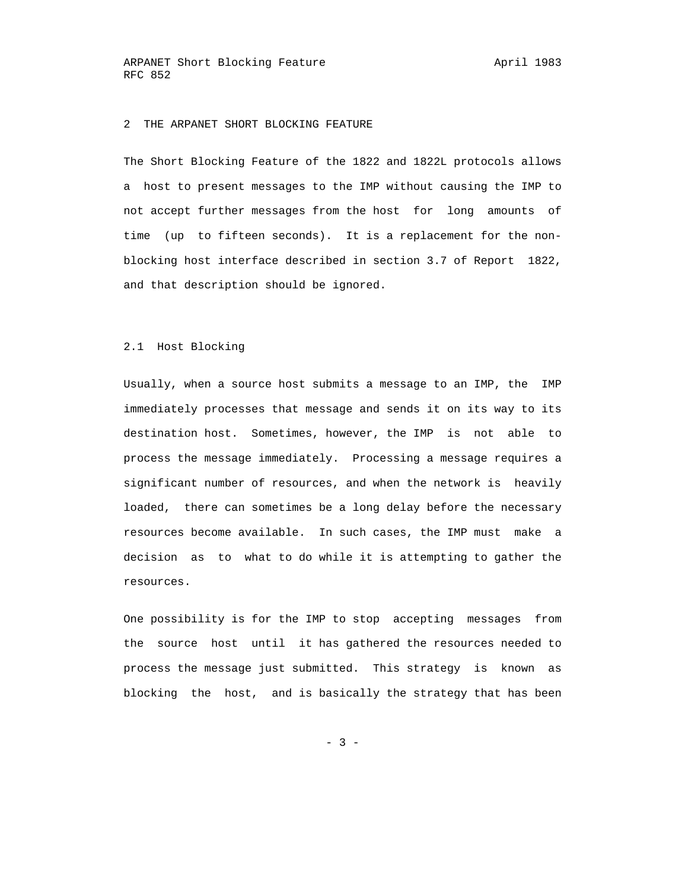## 2 THE ARPANET SHORT BLOCKING FEATURE

The Short Blocking Feature of the 1822 and 1822L protocols allows a host to present messages to the IMP without causing the IMP to not accept further messages from the host for long amounts of time (up to fifteen seconds). It is a replacement for the non-blocking host interface described in section 3.7 of Report 1822, and that description should be ignored.

### 2.1 Host Blocking

Usually, when a source host submits a message to an IMP, the IMP immediately processes that message and sends it on its way to its destination host. Sometimes, however, the IMP is not able to process the message immediately. Processing a message requires a significant number of resources, and when the network is heavily loaded, there can sometimes be a long delay before the necessary resources become available. In such cases, the IMP must make a decision as to what to do while it is attempting to gather the resources.

One possibility is for the IMP to stop accepting messages from the source host until it has gathered the resources needed to process the message just submitted. This strategy is known as blocking the host, and is basically the strategy that has been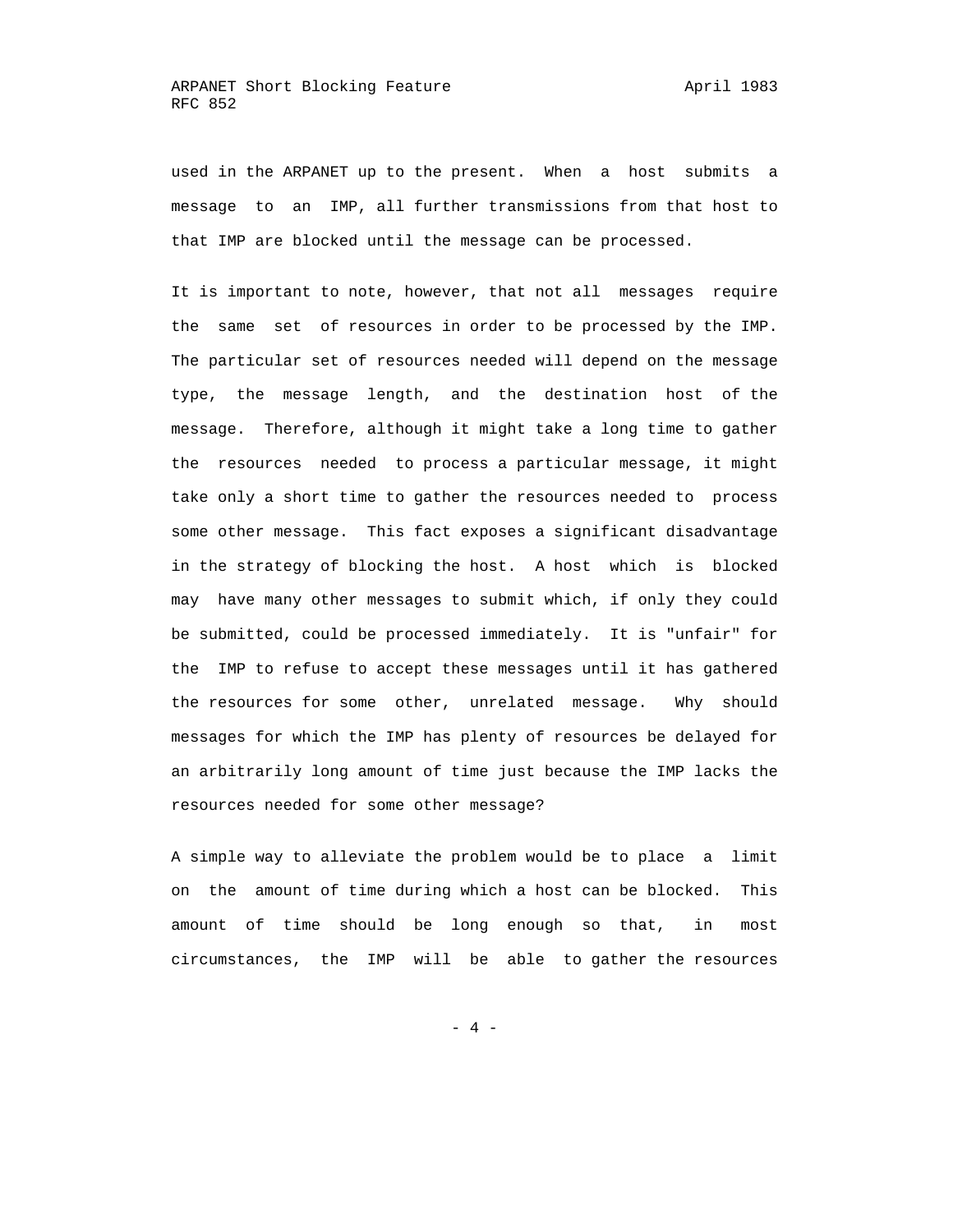used in the ARPANET up to the present. When a host submits a message to an IMP, all further transmissions from that host to that IMP are blocked until the message can be processed.

It is important to note, however, that not all messages require the same set of resources in order to be processed by the IMP. The particular set of resources needed will depend on the message type, the message length, and the destination host of the message. Therefore, although it might take a long time to gather the resources needed to process a particular message, it might take only a short time to gather the resources needed to process some other message. This fact exposes a significant disadvantage in the strategy of blocking the host. A host which is blocked may have many other messages to submit which, if only they could be submitted, could be processed immediately. It is "unfair" for the IMP to refuse to accept these messages until it has gathered the resources for some other, unrelated message. Why should messages for which the IMP has plenty of resources be delayed for an arbitrarily long amount of time just because the IMP lacks the resources needed for some other message?

A simple way to alleviate the problem would be to place a limit on the amount of time during which a host can be blocked. This amount of time should be long enough so that, in most circumstances, the IMP will be able to gather the resources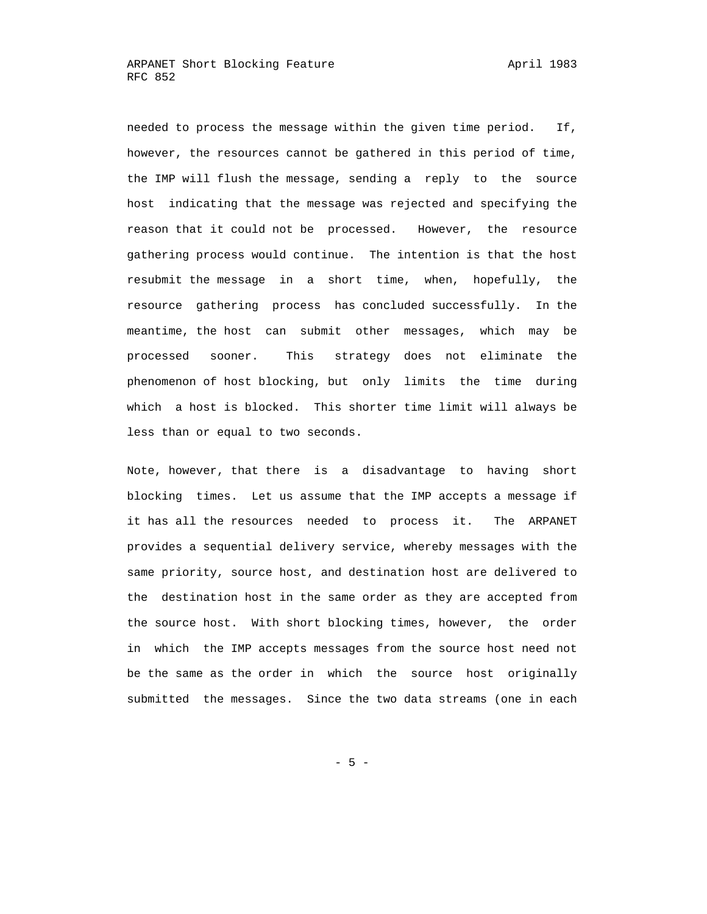needed to process the message within the given time period. If, however, the resources cannot be gathered in this period of time, the IMP will flush the message, sending a reply to the source host indicating that the message was rejected and specifying the reason that it could not be processed. However, the resource gathering process would continue. The intention is that the host resubmit the message in a short time, when, hopefully, the resource gathering process has concluded successfully. In the meantime, the host can submit other messages, which may be processed sooner. This strategy does not eliminate the phenomenon of host blocking, but only limits the time during which a host is blocked. This shorter time limit will always be less than or equal to two seconds.

Note, however, that there is a disadvantage to having short blocking times. Let us assume that the IMP accepts a message if it has all the resources needed to process it. The ARPANET provides a sequential delivery service, whereby messages with the same priority, source host, and destination host are delivered to the destination host in the same order as they are accepted from the source host. With short blocking times, however, the order in which the IMP accepts messages from the source host need not be the same as the order in which the source host originally submitted the messages. Since the two data streams (one in each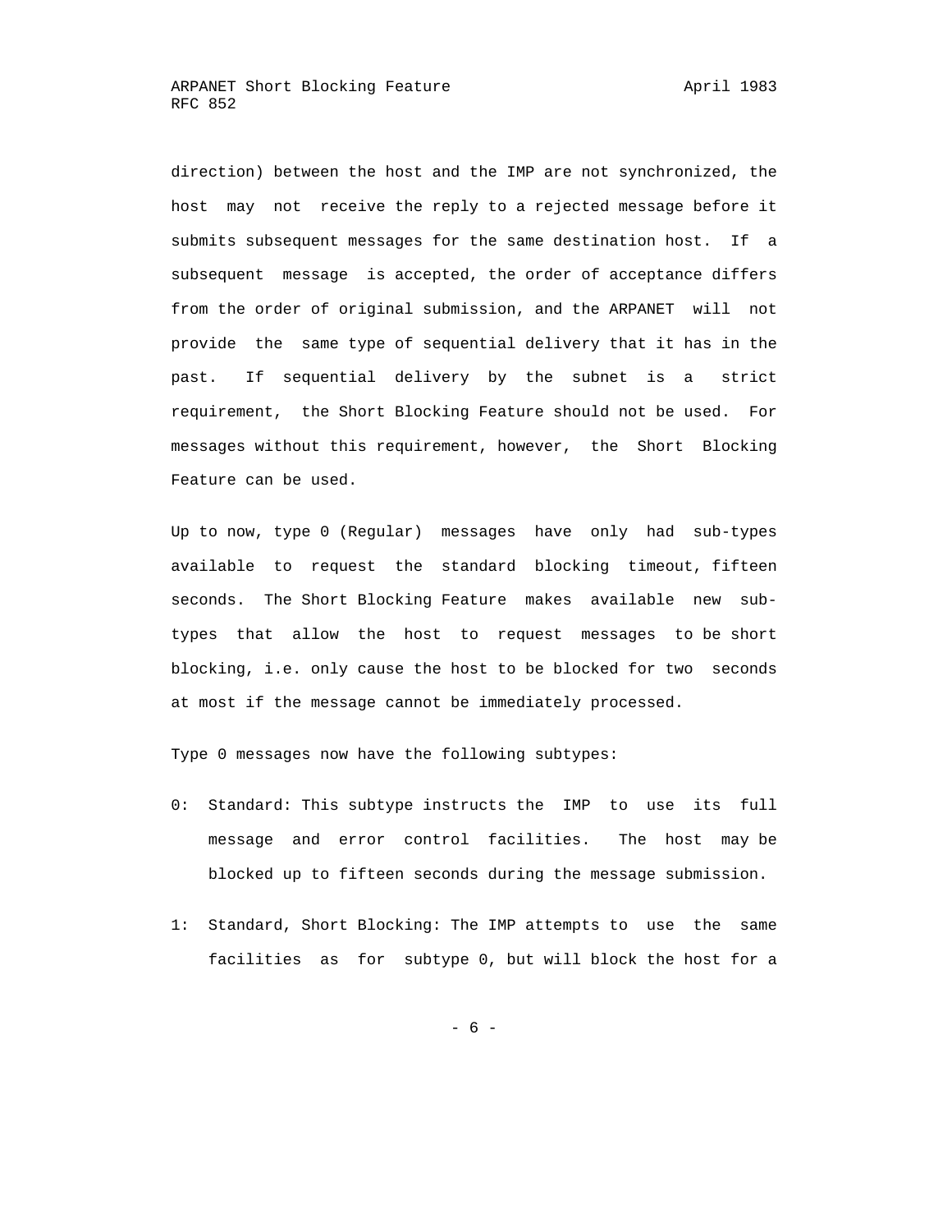direction) between the host and the IMP are not synchronized, the host may not receive the reply to a rejected message before it submits subsequent messages for the same destination host. If a subsequent message is accepted, the order of acceptance differs from the order of original submission, and the ARPANET will not provide the same type of sequential delivery that it has in the past. If sequential delivery by the subnet is a strict requirement, the Short Blocking Feature should not be used. For messages without this requirement, however, the Short Blocking Feature can be used.

Up to now, type 0 (Regular) messages have only had sub-types available to request the standard blocking timeout, fifteen seconds. The Short Blocking Feature makes available new sub-types that allow the host to request messages to be short blocking, i.e. only cause the host to be blocked for two seconds at most if the message cannot be immediately processed.

Type 0 messages now have the following subtypes:

0: Standard: This subtype instructs the IMP to use its full message and error control facilities. The host may be blocked up to fifteen seconds during the message submission.

1: Standard, Short Blocking: The IMP attempts to use the same facilities as for subtype 0, but will block the host for a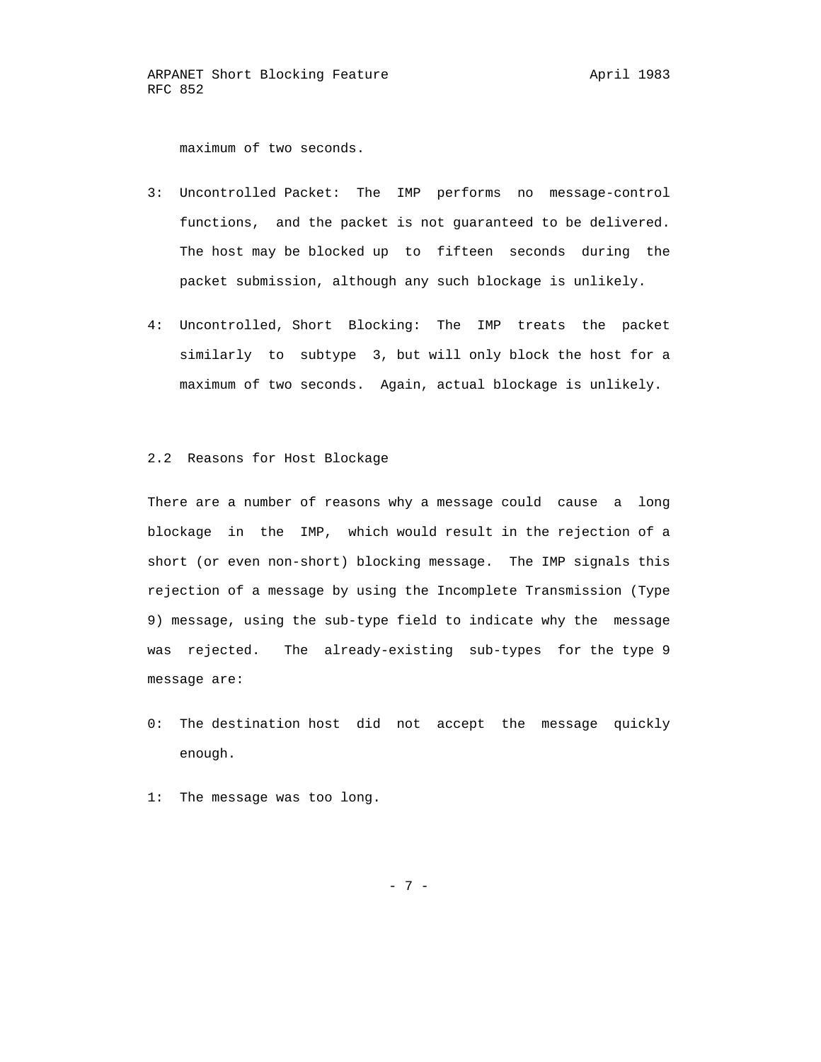maximum of two seconds.

3: Uncontrolled Packet: The IMP performs no message-control functions, and the packet is not guaranteed to be delivered. The host may be blocked up to fifteen seconds during the packet submission, although any such blockage is unlikely.

4: Uncontrolled, Short Blocking: The IMP treats the packet similarly to subtype 3, but will only block the host for a maximum of two seconds. Again, actual blockage is unlikely.

### 2.2 Reasons for Host Blockage

There are a number of reasons why a message could cause a long blockage in the IMP, which would result in the rejection of a short (or even non-short) blocking message. The IMP signals this rejection of a message by using the Incomplete Transmission (Type 9) message, using the sub-type field to indicate why the message was rejected. The already-existing sub-types for the type 9 message are:

0: The destination host did not accept the message quickly enough.

1: The message was too long.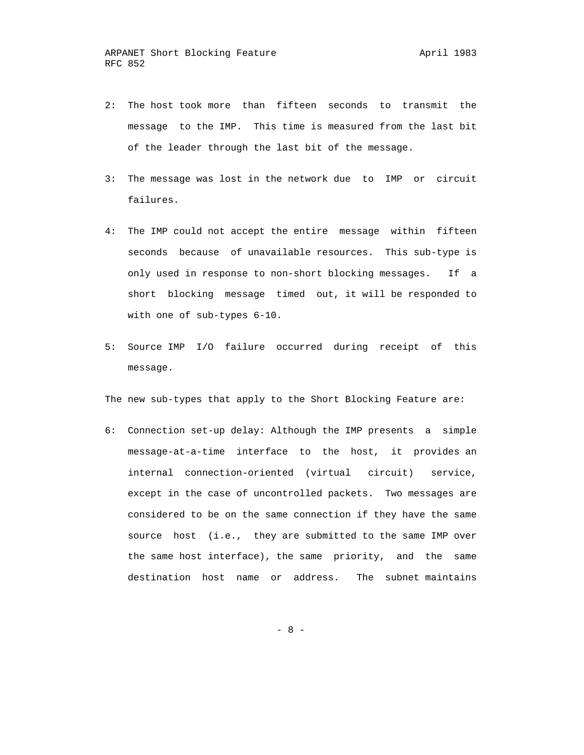2: The host took more than fifteen seconds to transmit the message to the IMP. This time is measured from the last bit of the leader through the last bit of the message.

3: The message was lost in the network due to IMP or circuit failures.

4: The IMP could not accept the entire message within fifteen seconds because of unavailable resources. This sub-type is only used in response to non-short blocking messages. If a short blocking message timed out, it will be responded to with one of sub-types 6-10.

5: Source IMP I/O failure occurred during receipt of this message.

The new sub-types that apply to the Short Blocking Feature are:

6: Connection set-up delay: Although the IMP presents a simple message-at-a-time interface to the host, it provides an internal connection-oriented (virtual circuit) service, except in the case of uncontrolled packets. Two messages are considered to be on the same connection if they have the same source host (i.e., they are submitted to the same IMP over the same host interface), the same priority, and the same destination host name or address. The subnet maintains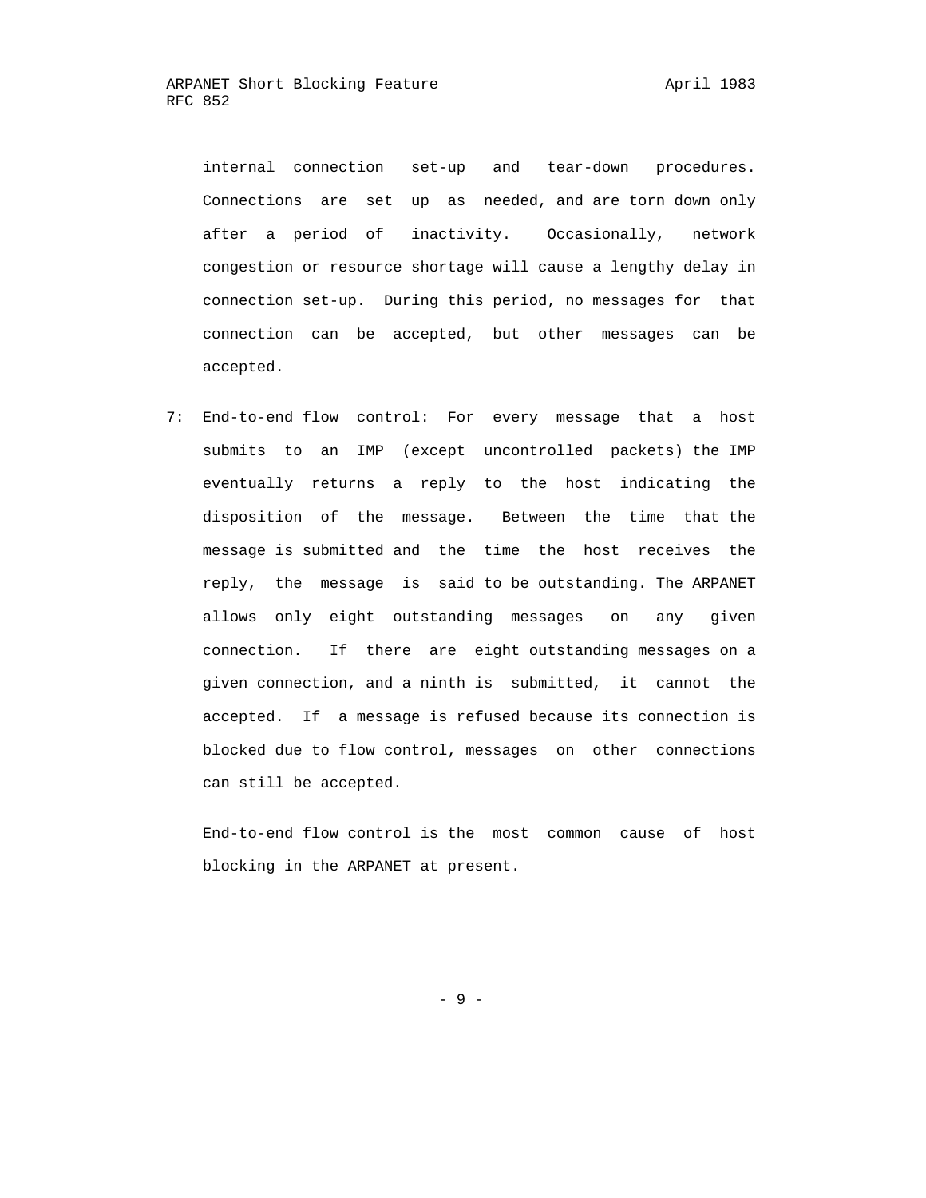internal connection set-up and tear-down procedures. Connections are set up as needed, and are torn down only after a period of inactivity. Occasionally, network congestion or resource shortage will cause a lengthy delay in connection set-up. During this period, no messages for that connection can be accepted, but other messages can be accepted.

7: End-to-end flow control: For every message that a host submits to an IMP (except uncontrolled packets) the IMP eventually returns a reply to the host indicating the disposition of the message. Between the time that the message is submitted and the time the host receives the reply, the message is said to be outstanding. The ARPANET allows only eight outstanding messages on any given connection. If there are eight outstanding messages on a given connection, and a ninth is submitted, it cannot the accepted. If a message is refused because its connection is blocked due to flow control, messages on other connections can still be accepted.

   End-to-end flow control is the most common cause of host blocking in the ARPANET at present.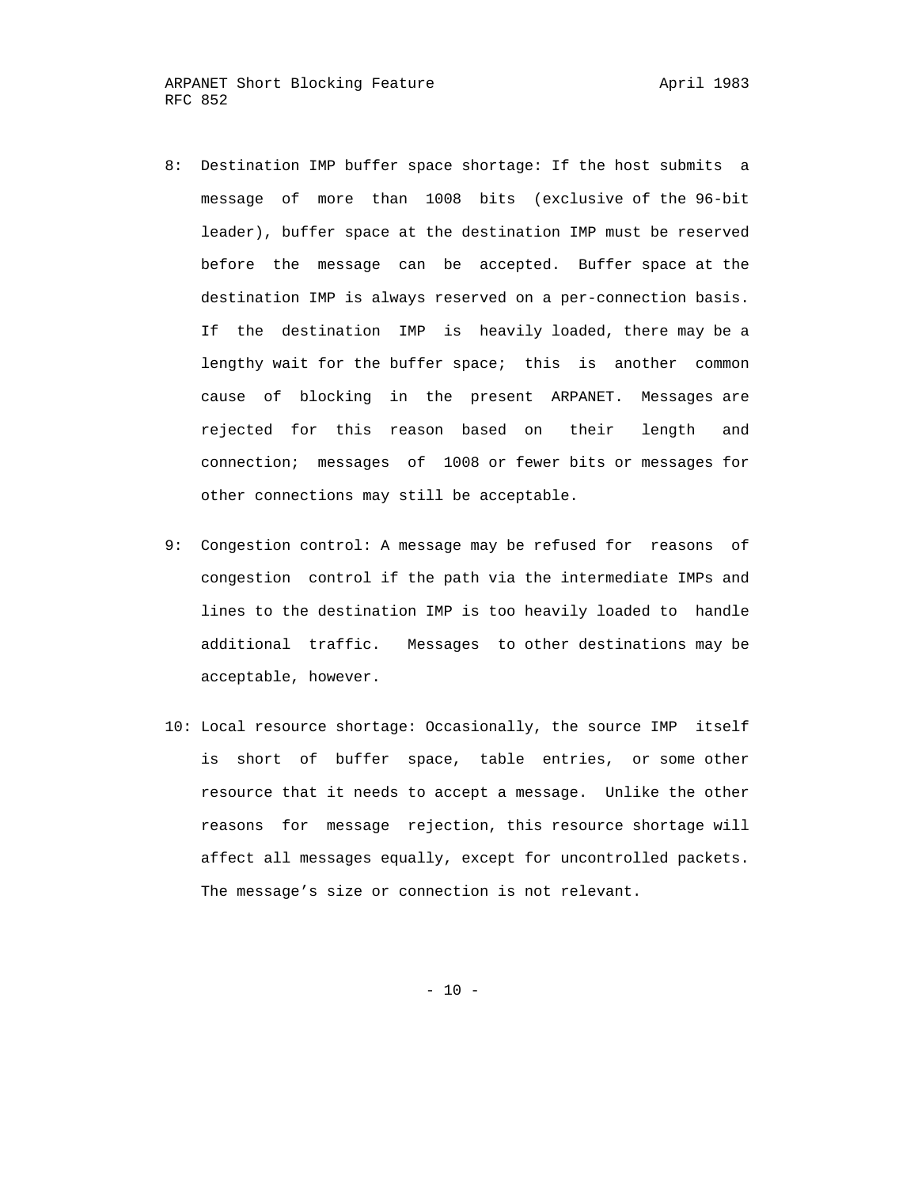8: Destination IMP buffer space shortage: If the host submits a message of more than 1008 bits (exclusive of the 96-bit leader), buffer space at the destination IMP must be reserved before the message can be accepted. Buffer space at the destination IMP is always reserved on a per-connection basis. If the destination IMP is heavily loaded, there may be a lengthy wait for the buffer space; this is another common cause of blocking in the present ARPANET. Messages are rejected for this reason based on their length and connection; messages of 1008 or fewer bits or messages for other connections may still be acceptable.

9: Congestion control: A message may be refused for reasons of congestion control if the path via the intermediate IMPs and lines to the destination IMP is too heavily loaded to handle additional traffic. Messages to other destinations may be acceptable, however.

10: Local resource shortage: Occasionally, the source IMP itself is short of buffer space, table entries, or some other resource that it needs to accept a message. Unlike the other reasons for message rejection, this resource shortage will affect all messages equally, except for uncontrolled packets. The message's size or connection is not relevant.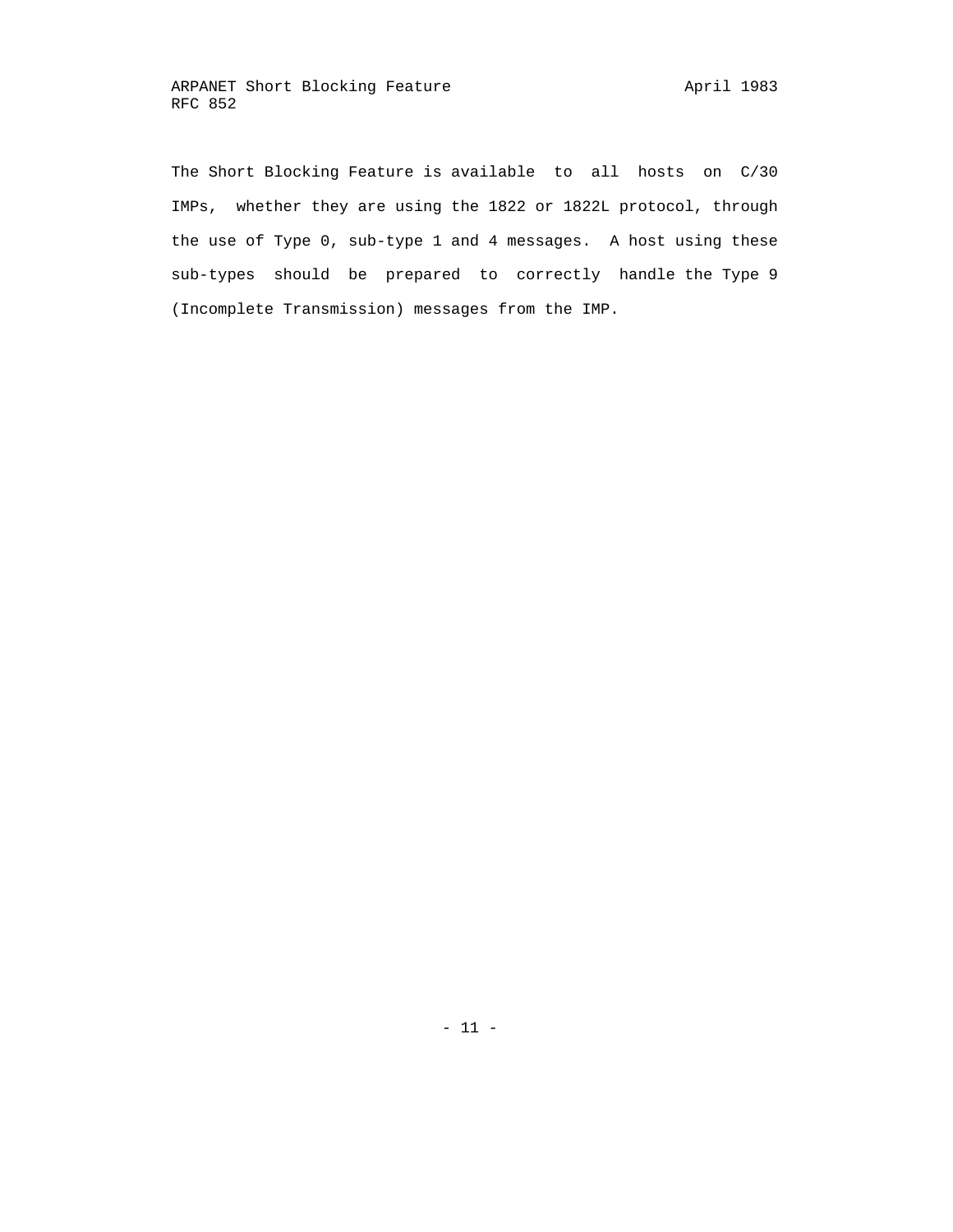The Short Blocking Feature is available to all hosts on C/30 IMPs, whether they are using the 1822 or 1822L protocol, through the use of Type 0, sub-type 1 and 4 messages. A host using these sub-types should be prepared to correctly handle the Type 9 (Incomplete Transmission) messages from the IMP.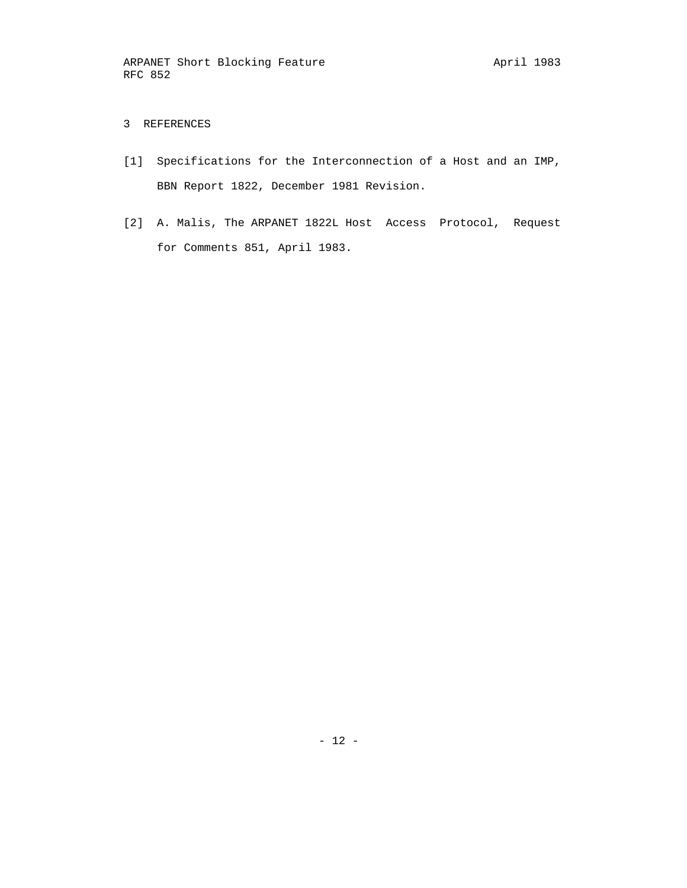## 3 REFERENCES

[1] Specifications for the Interconnection of a Host and an IMP, BBN Report 1822, December 1981 Revision.

[2] A. Malis, The ARPANET 1822L Host Access Protocol, Request for Comments 851, April 1983.